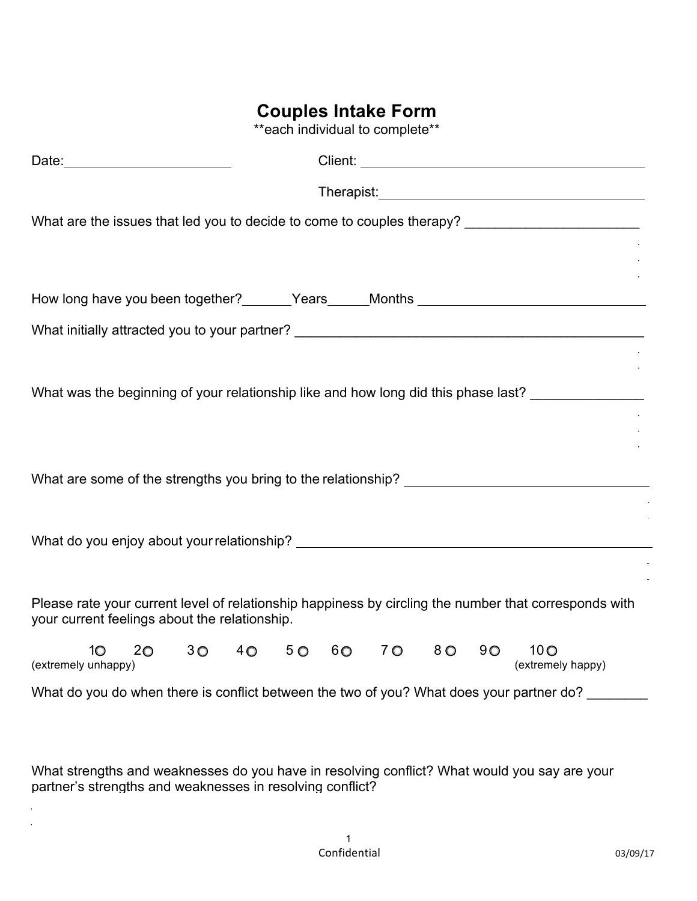# Couples Intake Form

**each individual to complete**

Date: ______________________ Client: ________________________________________

Therapist: ______________________________________

What are the issues that led you to decide to come to couples therapy? _______________________

How long have you been together? _______ Years ______ Months _______________________________

What initially attracted you to your partner? _________________________________________________

What was the beginning of your relationship like and how long did this phase last? _______________

What are some of the strengths you bring to the relationship? _________________________________

What do you enjoy about your relationship? __________________________________________________

Please rate your current level of relationship happiness by circling the number that corresponds with your current feelings about the relationship.

1○ 2○ 3○ 4○ 5○ 6○ 7○ 8○ 9○ 10○

(extremely unhappy) (extremely happy)

What do you do when there is conflict between the two of you? What does your partner do? ________

What strengths and weaknesses do you have in resolving conflict? What would you say are your partner's strengths and weaknesses in resolving conflict?

Confidential

03/09/17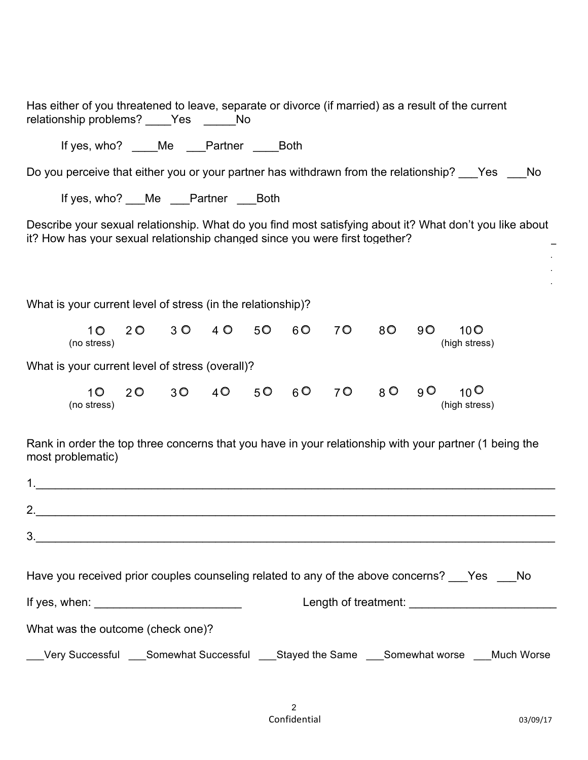Has either of you threatened to leave, separate or divorce (if married) as a result of the current relationship problems? ____Yes _____No

If yes, who? ____Me ___Partner ____Both

Do you perceive that either you or your partner has withdrawn from the relationship? ___Yes ___No

If yes, who? ___Me ___Partner ___Both

Describe your sexual relationship. What do you find most satisfying about it? What don't you like about it? How has your sexual relationship changed since you were first together?

What is your current level of stress (in the relationship)?

1○ 2○ 3○ 4○ 5○ 6○ 7○ 8○ 9○ 10○
(no stress) (high stress)

What is your current level of stress (overall)?

1○ 2○ 3○ 4○ 5○ 6○ 7○ 8○ 9○ 10○
(no stress) (high stress)

Rank in order the top three concerns that you have in your relationship with your partner (1 being the most problematic)

1.______________________________________________________________________________

2.______________________________________________________________________________

3.______________________________________________________________________________

Have you received prior couples counseling related to any of the above concerns? ___Yes ___No

If yes, when: _______________________ Length of treatment: _______________________

What was the outcome (check one)?

___Very Successful ___Somewhat Successful ___Stayed the Same ___Somewhat worse ___Much Worse

Confidential

03/09/17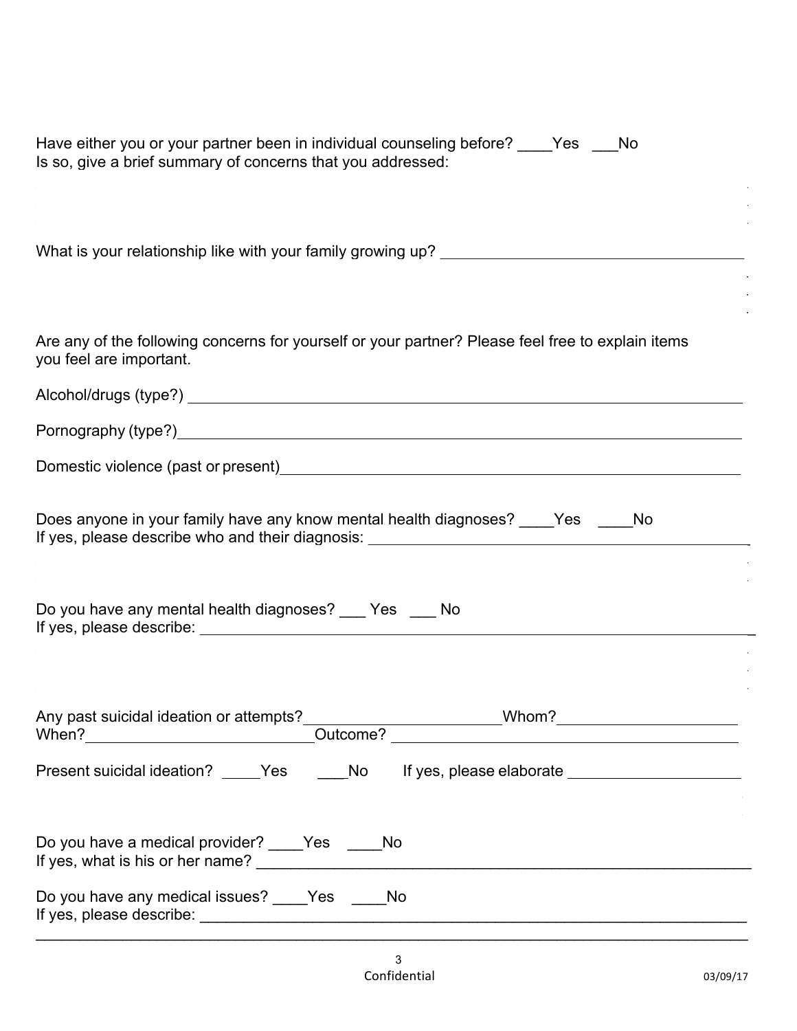Have either you or your partner been in individual counseling before? ____Yes ___No
Is so, give a brief summary of concerns that you addressed:

What is your relationship like with your family growing up? ___________________________________

Are any of the following concerns for yourself or your partner? Please feel free to explain items you feel are important.

Alcohol/drugs (type?) ___________________________________________________________________

Pornography (type?)____________________________________________________________________

Domestic violence (past or present)______________________________________________________

Does anyone in your family have any know mental health diagnoses? ____Yes ____No
If yes, please describe who and their diagnosis: _____________________________________________

Do you have any mental health diagnoses? ___ Yes ___ No
If yes, please describe: __________________________________________________________________

Any past suicidal ideation or attempts?______________________Whom?_____________________
When?___________________________Outcome? ________________________________________

Present suicidal ideation? _____Yes ___No If yes, please elaborate ____________________

Do you have a medical provider? ____Yes ____No
If yes, what is his or her name? ____________________________________________________________

Do you have any medical issues? ____Yes ____No
If yes, please describe: ___________________________________________________________________
_______________________________________________________________________________________

Confidential

03/09/17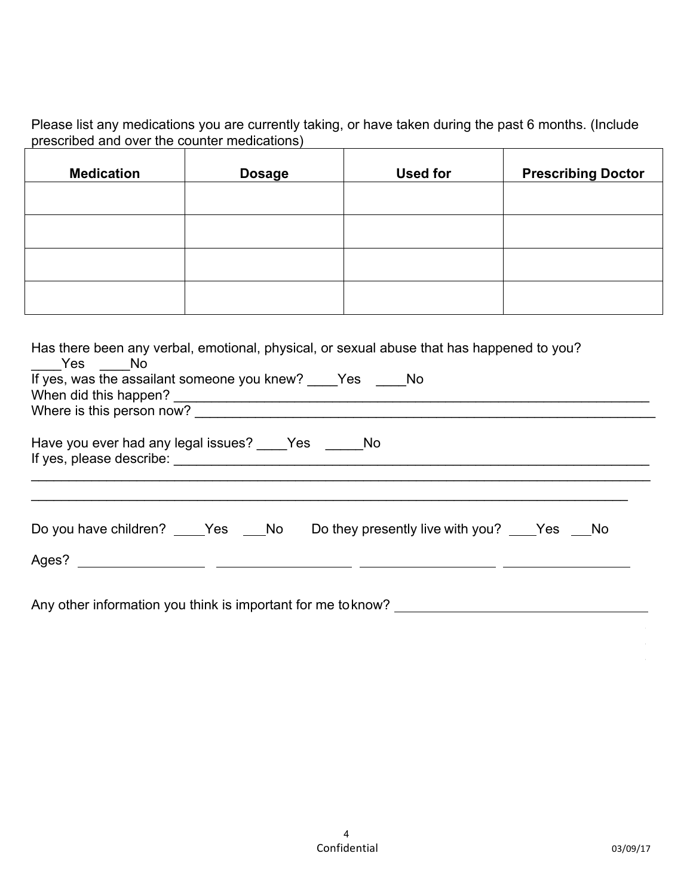Please list any medications you are currently taking, or have taken during the past 6 months. (Include prescribed and over the counter medications)

| Medication | Dosage | Used for | Prescribing Doctor |
| --- | --- | --- | --- |
| | | | |
| | | | |
| | | | |
| | | | |

Has there been any verbal, emotional, physical, or sexual abuse that has happened to you?
____Yes ____No
If yes, was the assailant someone you knew? ____Yes ____No
When did this happen? ______________________________________________________________
Where is this person now? ____________________________________________________________

Have you ever had any legal issues? ____Yes _____No
If yes, please describe: ________________________________________________________________
_____________________________________________________________________________________
_____________________________________________________________________________________

Do you have children? ____Yes ___No Do they presently live with you? ____Yes ___No

Ages? ________________ ________________ ________________ ________________

Any other information you think is important for me to know? ______________________________

Confidential 03/09/17